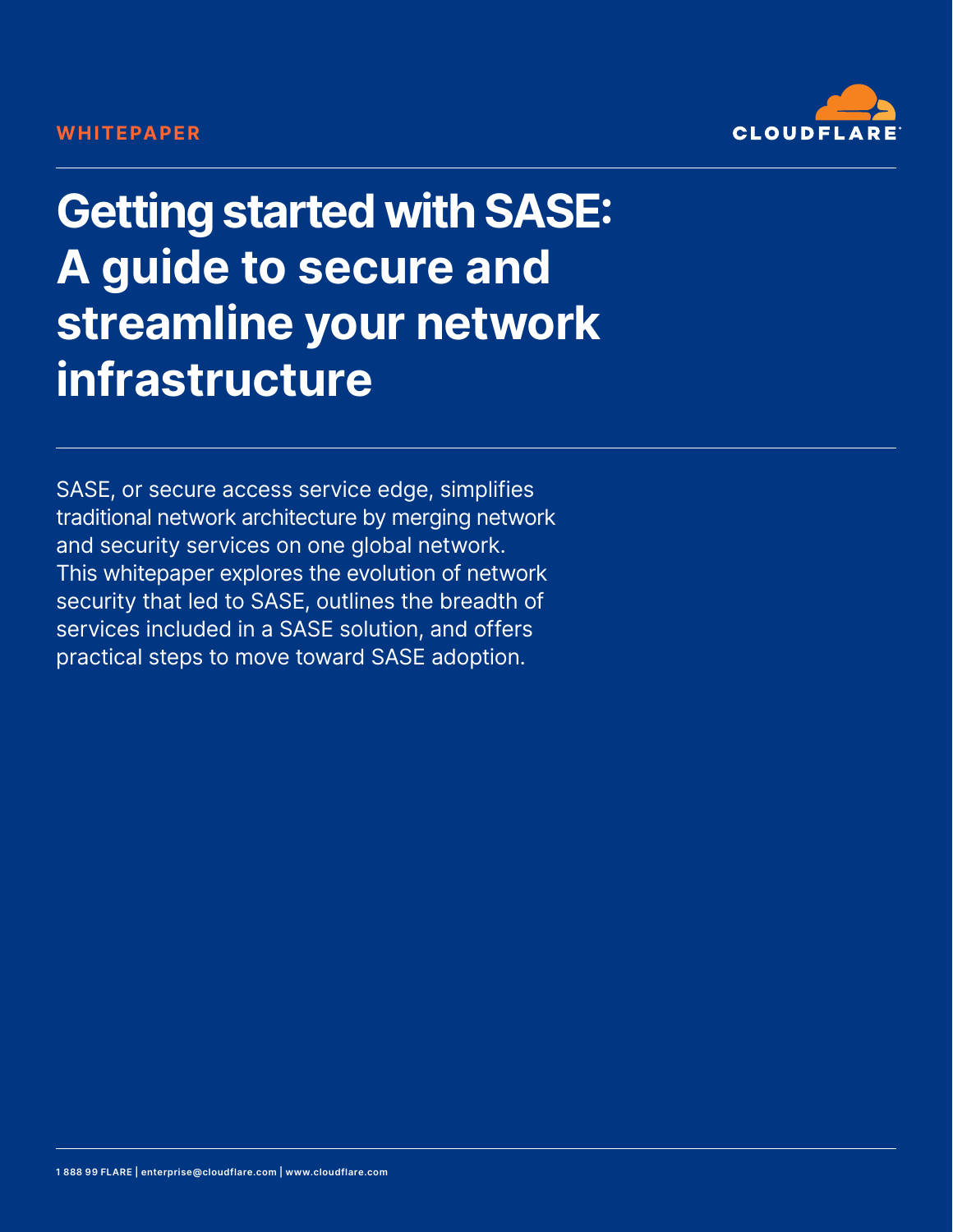WHITEPAPER

# Getting started with SASE: A guide to secure and streamline your network infrastructure

SASE, or secure access service edge, simplifies traditional network architecture by merging network and security services on one global network. This whitepaper explores the evolution of network security that led to SASE, outlines the breadth of services included in a SASE solution, and offers practical steps to move toward SASE adoption.

1 888 99 FLARE | enterprise@cloudflare.com | www.cloudflare.com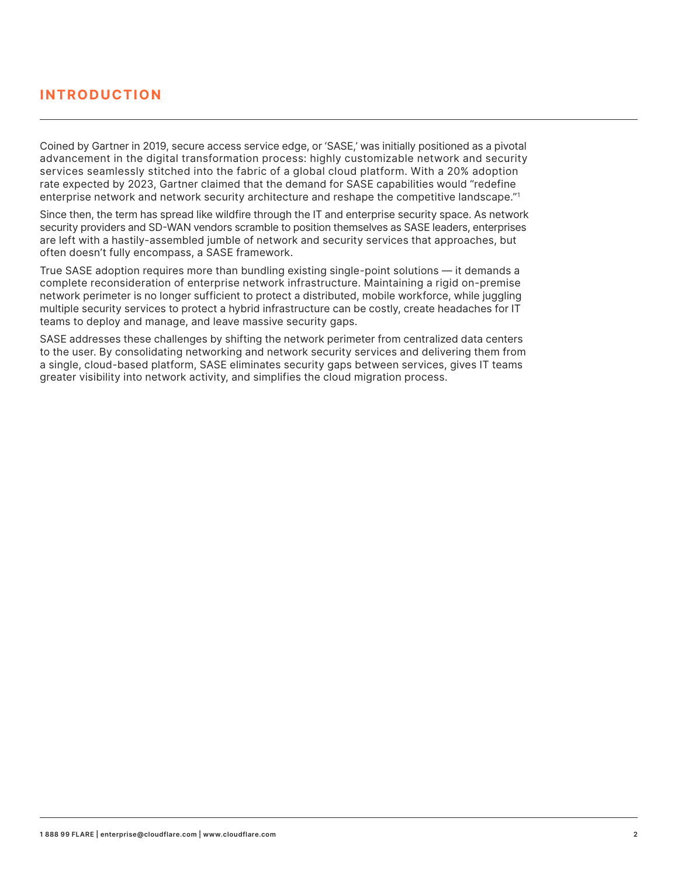## INTRODUCTION

Coined by Gartner in 2019, secure access service edge, or 'SASE,' was initially positioned as a pivotal advancement in the digital transformation process: highly customizable network and security services seamlessly stitched into the fabric of a global cloud platform. With a 20% adoption rate expected by 2023, Gartner claimed that the demand for SASE capabilities would "redefine enterprise network and network security architecture and reshape the competitive landscape."[1]

Since then, the term has spread like wildfire through the IT and enterprise security space. As network security providers and SD-WAN vendors scramble to position themselves as SASE leaders, enterprises are left with a hastily-assembled jumble of network and security services that approaches, but often doesn't fully encompass, a SASE framework.

True SASE adoption requires more than bundling existing single-point solutions — it demands a complete reconsideration of enterprise network infrastructure. Maintaining a rigid on-premise network perimeter is no longer sufficient to protect a distributed, mobile workforce, while juggling multiple security services to protect a hybrid infrastructure can be costly, create headaches for IT teams to deploy and manage, and leave massive security gaps.

SASE addresses these challenges by shifting the network perimeter from centralized data centers to the user. By consolidating networking and network security services and delivering them from a single, cloud-based platform, SASE eliminates security gaps between services, gives IT teams greater visibility into network activity, and simplifies the cloud migration process.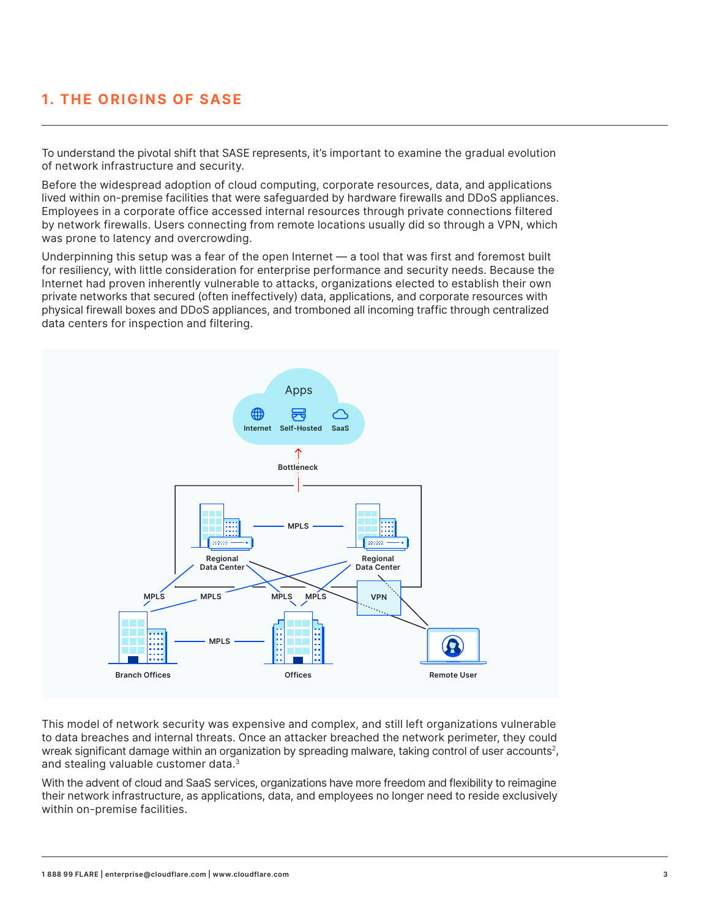# 1. THE ORIGINS OF SASE

To understand the pivotal shift that SASE represents, it's important to examine the gradual evolution of network infrastructure and security.

Before the widespread adoption of cloud computing, corporate resources, data, and applications lived within on-premise facilities that were safeguarded by hardware firewalls and DDoS appliances. Employees in a corporate office accessed internal resources through private connections filtered by network firewalls. Users connecting from remote locations usually did so through a VPN, which was prone to latency and overcrowding.

Underpinning this setup was a fear of the open Internet — a tool that was first and foremost built for resiliency, with little consideration for enterprise performance and security needs. Because the Internet had proven inherently vulnerable to attacks, organizations elected to establish their own private networks that secured (often ineffectively) data, applications, and corporate resources with physical firewall boxes and DDoS appliances, and tromboned all incoming traffic through centralized data centers for inspection and filtering.

This model of network security was expensive and complex, and still left organizations vulnerable to data breaches and internal threats. Once an attacker breached the network perimeter, they could wreak significant damage within an organization by spreading malware, taking control of user accounts[2], and stealing valuable customer data.[3]

With the advent of cloud and SaaS services, organizations have more freedom and flexibility to reimagine their network infrastructure, as applications, data, and employees no longer need to reside exclusively within on-premise facilities.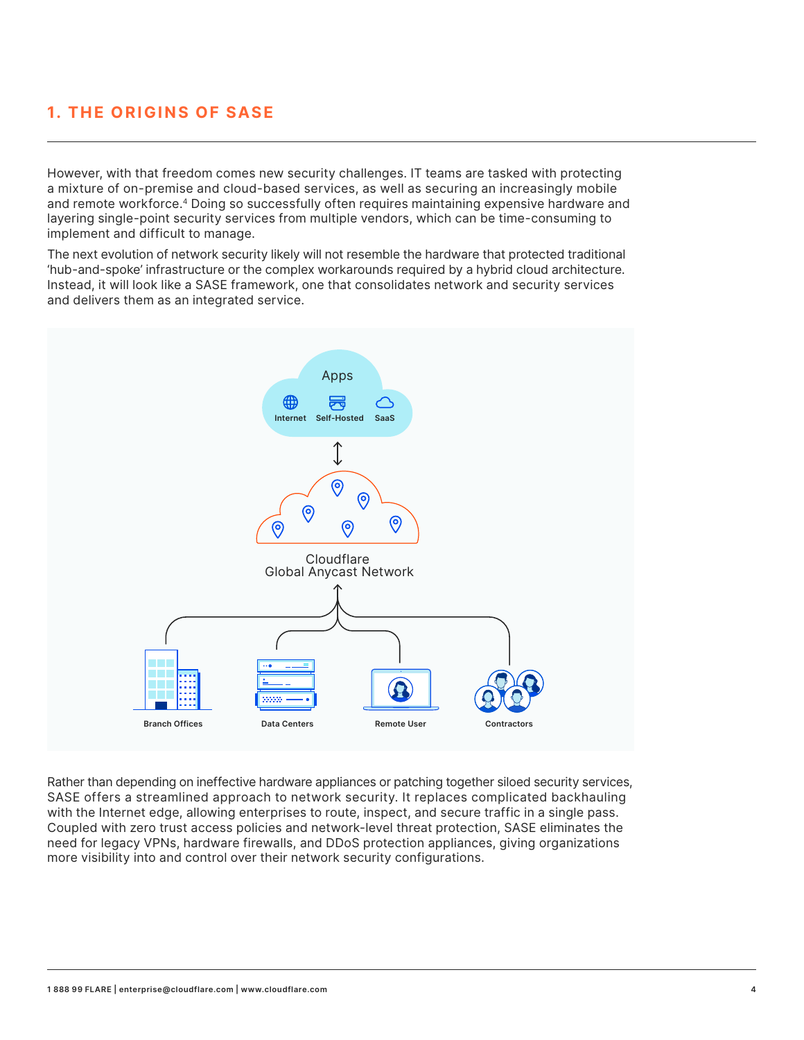## 1. THE ORIGINS OF SASE

However, with that freedom comes new security challenges. IT teams are tasked with protecting a mixture of on-premise and cloud-based services, as well as securing an increasingly mobile and remote workforce.[4] Doing so successfully often requires maintaining expensive hardware and layering single-point security services from multiple vendors, which can be time-consuming to implement and difficult to manage.

The next evolution of network security likely will not resemble the hardware that protected traditional 'hub-and-spoke' infrastructure or the complex workarounds required by a hybrid cloud architecture. Instead, it will look like a SASE framework, one that consolidates network and security services and delivers them as an integrated service.

Apps

Internet Self-Hosted SaaS

Cloudflare
Global Anycast Network

Branch Offices Data Centers Remote User Contractors

Rather than depending on ineffective hardware appliances or patching together siloed security services, SASE offers a streamlined approach to network security. It replaces complicated backhauling with the Internet edge, allowing enterprises to route, inspect, and secure traffic in a single pass. Coupled with zero trust access policies and network-level threat protection, SASE eliminates the need for legacy VPNs, hardware firewalls, and DDoS protection appliances, giving organizations more visibility into and control over their network security configurations.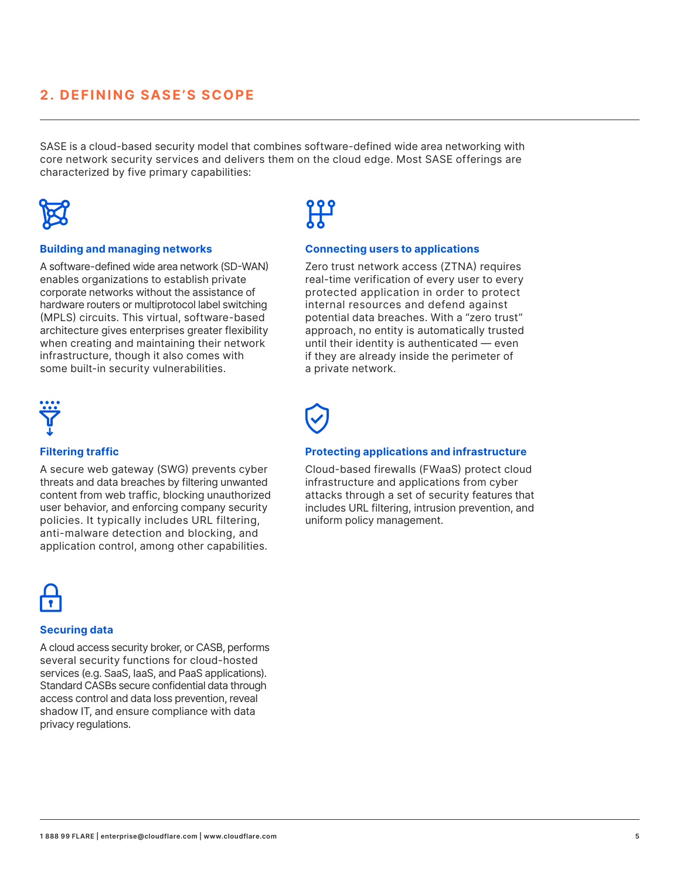## 2. DEFINING SASE'S SCOPE

SASE is a cloud-based security model that combines software-defined wide area networking with core network security services and delivers them on the cloud edge. Most SASE offerings are characterized by five primary capabilities:

### Building and managing networks

A software-defined wide area network (SD-WAN) enables organizations to establish private corporate networks without the assistance of hardware routers or multiprotocol label switching (MPLS) circuits. This virtual, software-based architecture gives enterprises greater flexibility when creating and maintaining their network infrastructure, though it also comes with some built-in security vulnerabilities.

### Connecting users to applications

Zero trust network access (ZTNA) requires real-time verification of every user to every protected application in order to protect internal resources and defend against potential data breaches. With a "zero trust" approach, no entity is automatically trusted until their identity is authenticated — even if they are already inside the perimeter of a private network.

### Filtering traffic

A secure web gateway (SWG) prevents cyber threats and data breaches by filtering unwanted content from web traffic, blocking unauthorized user behavior, and enforcing company security policies. It typically includes URL filtering, anti-malware detection and blocking, and application control, among other capabilities.

### Protecting applications and infrastructure

Cloud-based firewalls (FWaaS) protect cloud infrastructure and applications from cyber attacks through a set of security features that includes URL filtering, intrusion prevention, and uniform policy management.

### Securing data

A cloud access security broker, or CASB, performs several security functions for cloud-hosted services (e.g. SaaS, IaaS, and PaaS applications). Standard CASBs secure confidential data through access control and data loss prevention, reveal shadow IT, and ensure compliance with data privacy regulations.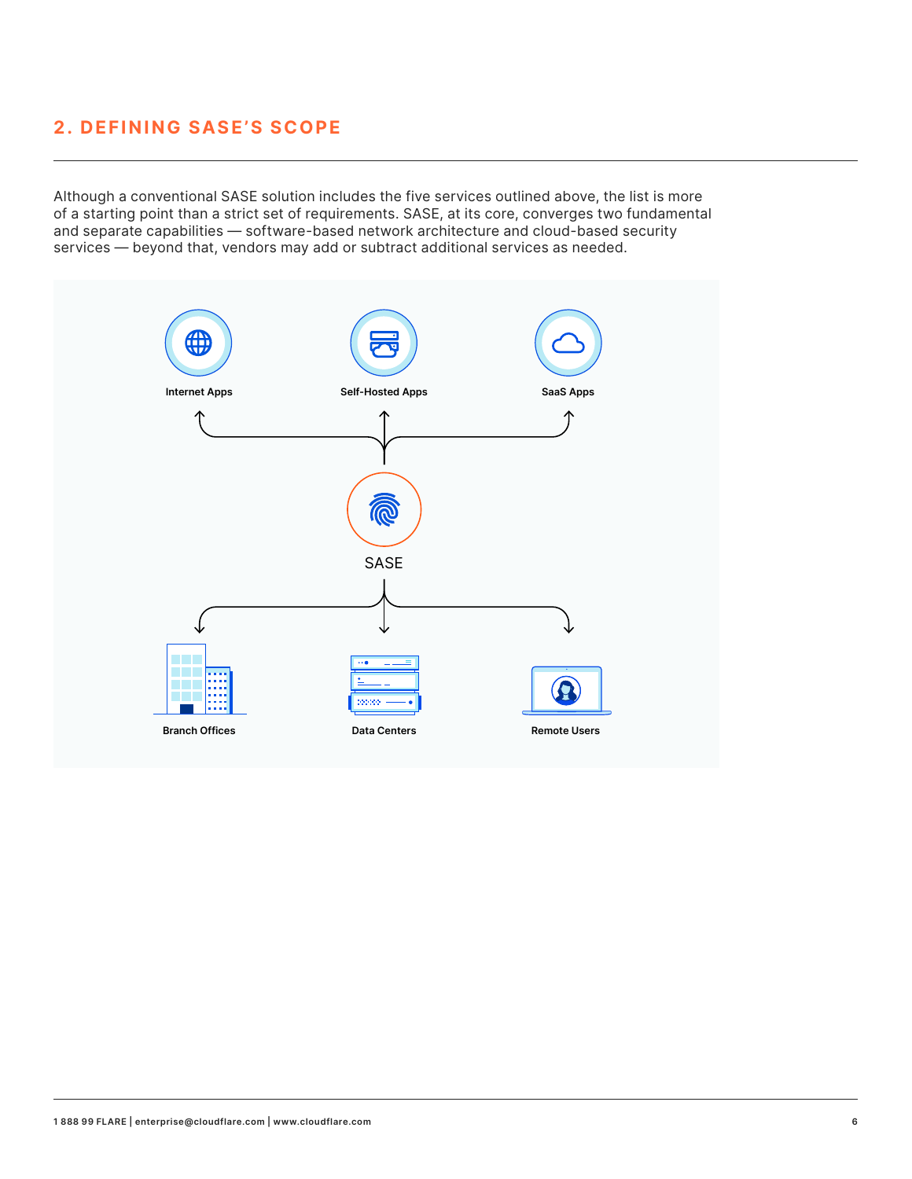## 2. DEFINING SASE'S SCOPE

Although a conventional SASE solution includes the five services outlined above, the list is more of a starting point than a strict set of requirements. SASE, at its core, converges two fundamental and separate capabilities — software-based network architecture and cloud-based security services — beyond that, vendors may add or subtract additional services as needed.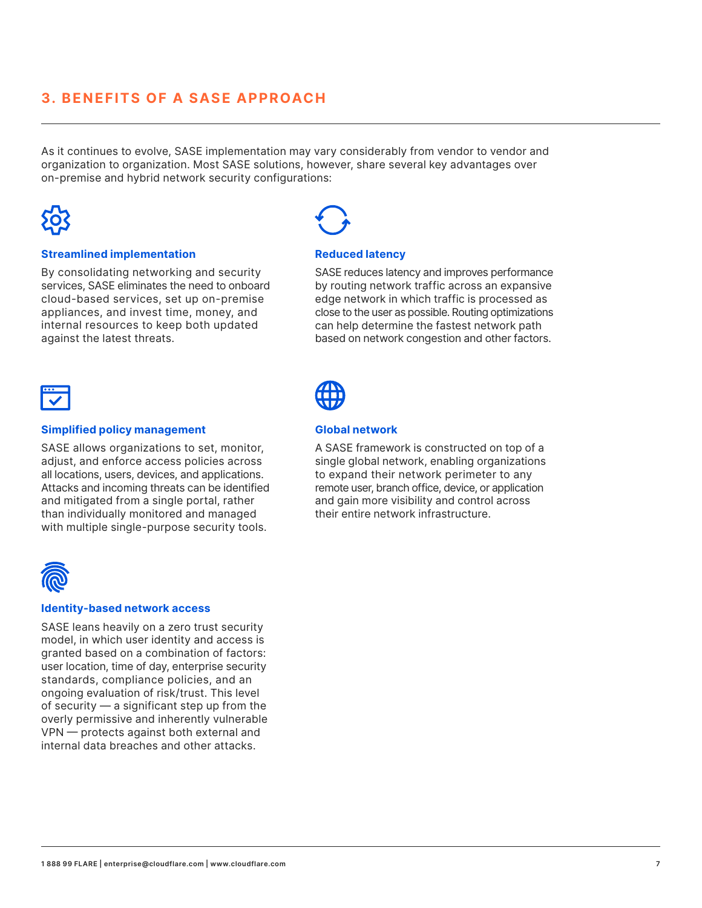## 3. BENEFITS OF A SASE APPROACH

As it continues to evolve, SASE implementation may vary considerably from vendor to vendor and organization to organization. Most SASE solutions, however, share several key advantages over on-premise and hybrid network security configurations:

### Streamlined implementation

By consolidating networking and security services, SASE eliminates the need to onboard cloud-based services, set up on-premise appliances, and invest time, money, and internal resources to keep both updated against the latest threats.

### Reduced latency

SASE reduces latency and improves performance by routing network traffic across an expansive edge network in which traffic is processed as close to the user as possible. Routing optimizations can help determine the fastest network path based on network congestion and other factors.

### Simplified policy management

SASE allows organizations to set, monitor, adjust, and enforce access policies across all locations, users, devices, and applications. Attacks and incoming threats can be identified and mitigated from a single portal, rather than individually monitored and managed with multiple single-purpose security tools.

### Global network

A SASE framework is constructed on top of a single global network, enabling organizations to expand their network perimeter to any remote user, branch office, device, or application and gain more visibility and control across their entire network infrastructure.

### Identity-based network access

SASE leans heavily on a zero trust security model, in which user identity and access is granted based on a combination of factors: user location, time of day, enterprise security standards, compliance policies, and an ongoing evaluation of risk/trust. This level of security — a significant step up from the overly permissive and inherently vulnerable VPN — protects against both external and internal data breaches and other attacks.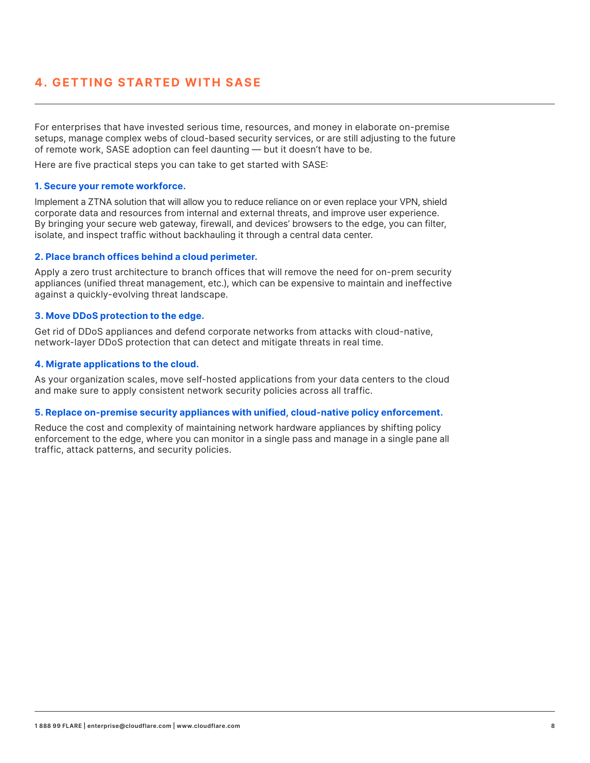## 4. GETTING STARTED WITH SASE

For enterprises that have invested serious time, resources, and money in elaborate on-premise setups, manage complex webs of cloud-based security services, or are still adjusting to the future of remote work, SASE adoption can feel daunting — but it doesn't have to be.

Here are five practical steps you can take to get started with SASE:

**1. Secure your remote workforce.**

Implement a ZTNA solution that will allow you to reduce reliance on or even replace your VPN, shield corporate data and resources from internal and external threats, and improve user experience. By bringing your secure web gateway, firewall, and devices' browsers to the edge, you can filter, isolate, and inspect traffic without backhauling it through a central data center.

**2. Place branch offices behind a cloud perimeter.**

Apply a zero trust architecture to branch offices that will remove the need for on-prem security appliances (unified threat management, etc.), which can be expensive to maintain and ineffective against a quickly-evolving threat landscape.

**3. Move DDoS protection to the edge.**

Get rid of DDoS appliances and defend corporate networks from attacks with cloud-native, network-layer DDoS protection that can detect and mitigate threats in real time.

**4. Migrate applications to the cloud.**

As your organization scales, move self-hosted applications from your data centers to the cloud and make sure to apply consistent network security policies across all traffic.

**5. Replace on-premise security appliances with unified, cloud-native policy enforcement.**

Reduce the cost and complexity of maintaining network hardware appliances by shifting policy enforcement to the edge, where you can monitor in a single pass and manage in a single pane all traffic, attack patterns, and security policies.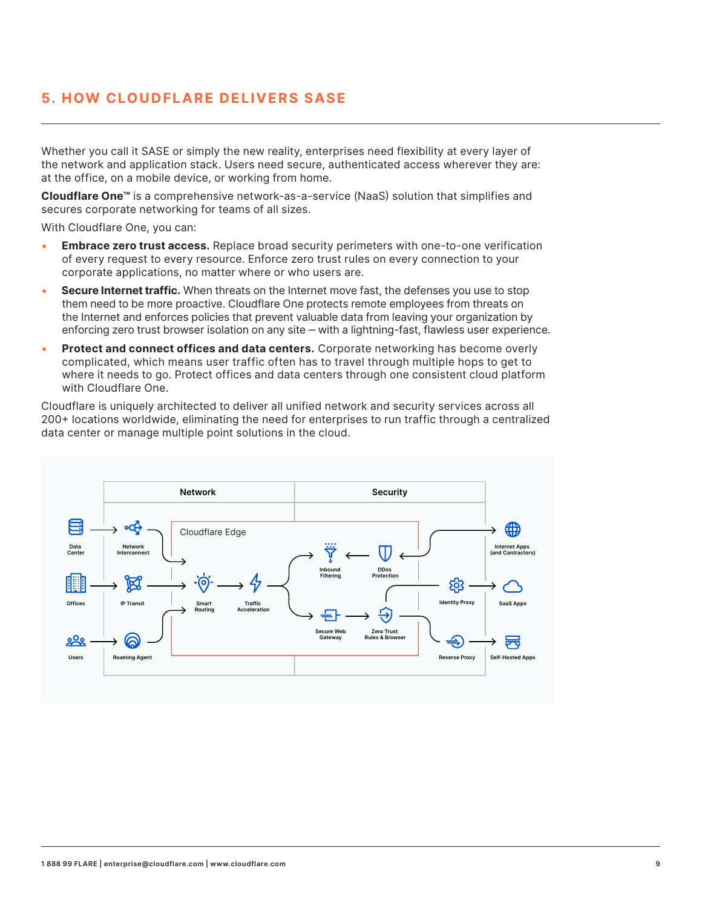## 5. HOW CLOUDFLARE DELIVERS SASE

Whether you call it SASE or simply the new reality, enterprises need flexibility at every layer of the network and application stack. Users need secure, authenticated access wherever they are: at the office, on a mobile device, or working from home.

**Cloudflare One™** is a comprehensive network-as-a-service (NaaS) solution that simplifies and secures corporate networking for teams of all sizes.

With Cloudflare One, you can:

- **Embrace zero trust access.** Replace broad security perimeters with one-to-one verification of every request to every resource. Enforce zero trust rules on every connection to your corporate applications, no matter where or who users are.
- **Secure Internet traffic.** When threats on the Internet move fast, the defenses you use to stop them need to be more proactive. Cloudflare One protects remote employees from threats on the Internet and enforces policies that prevent valuable data from leaving your organization by enforcing zero trust browser isolation on any site — with a lightning-fast, flawless user experience.
- **Protect and connect offices and data centers.** Corporate networking has become overly complicated, which means user traffic often has to travel through multiple hops to get to where it needs to go. Protect offices and data centers through one consistent cloud platform with Cloudflare One.

Cloudflare is uniquely architected to deliver all unified network and security services across all 200+ locations worldwide, eliminating the need for enterprises to run traffic through a centralized data center or manage multiple point solutions in the cloud.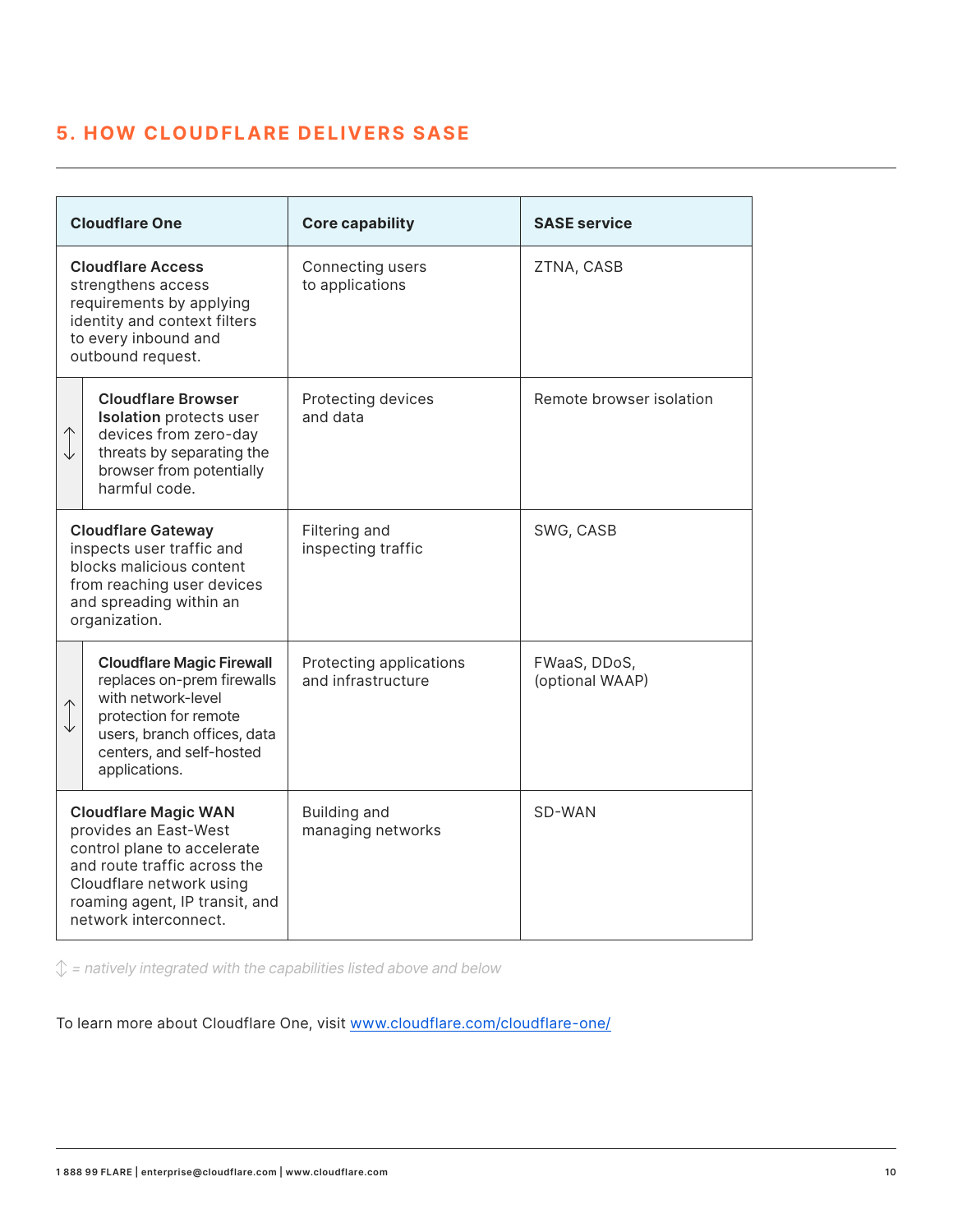## 5. HOW CLOUDFLARE DELIVERS SASE

| Cloudflare One | Core capability | SASE service |
|---|---|---|
| **Cloudflare Access** strengthens access requirements by applying identity and context filters to every inbound and outbound request. | Connecting users to applications | ZTNA, CASB |
| ↕ **Cloudflare Browser Isolation** protects user devices from zero-day threats by separating the browser from potentially harmful code. | Protecting devices and data | Remote browser isolation |
| **Cloudflare Gateway** inspects user traffic and blocks malicious content from reaching user devices and spreading within an organization. | Filtering and inspecting traffic | SWG, CASB |
| ↕ **Cloudflare Magic Firewall** replaces on-prem firewalls with network-level protection for remote users, branch offices, data centers, and self-hosted applications. | Protecting applications and infrastructure | FWaaS, DDoS, (optional WAAP) |
| **Cloudflare Magic WAN** provides an East-West control plane to accelerate and route traffic across the Cloudflare network using roaming agent, IP transit, and network interconnect. | Building and managing networks | SD-WAN |

*↕ = natively integrated with the capabilities listed above and below*

To learn more about Cloudflare One, visit www.cloudflare.com/cloudflare-one/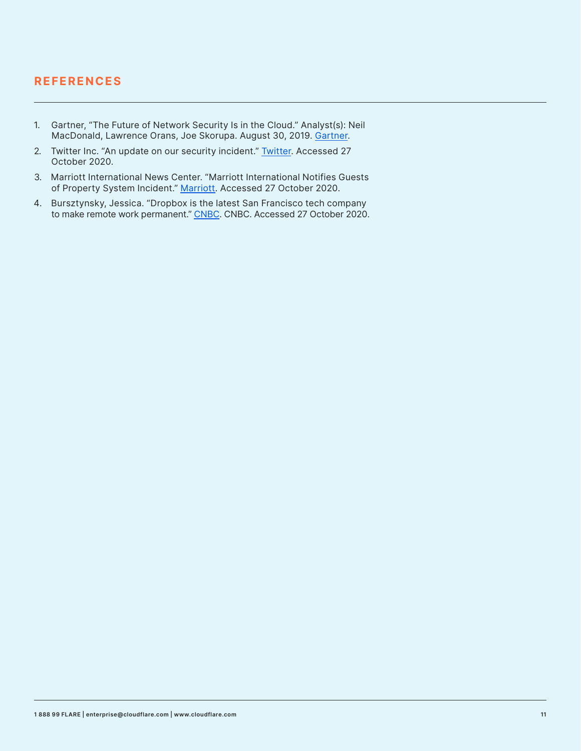## REFERENCES

1. Gartner, "The Future of Network Security Is in the Cloud." Analyst(s): Neil MacDonald, Lawrence Orans, Joe Skorupa. August 30, 2019. Gartner.
2. Twitter Inc. "An update on our security incident." Twitter. Accessed 27 October 2020.
3. Marriott International News Center. "Marriott International Notifies Guests of Property System Incident." Marriott. Accessed 27 October 2020.
4. Bursztynsky, Jessica. "Dropbox is the latest San Francisco tech company to make remote work permanent." CNBC. CNBC. Accessed 27 October 2020.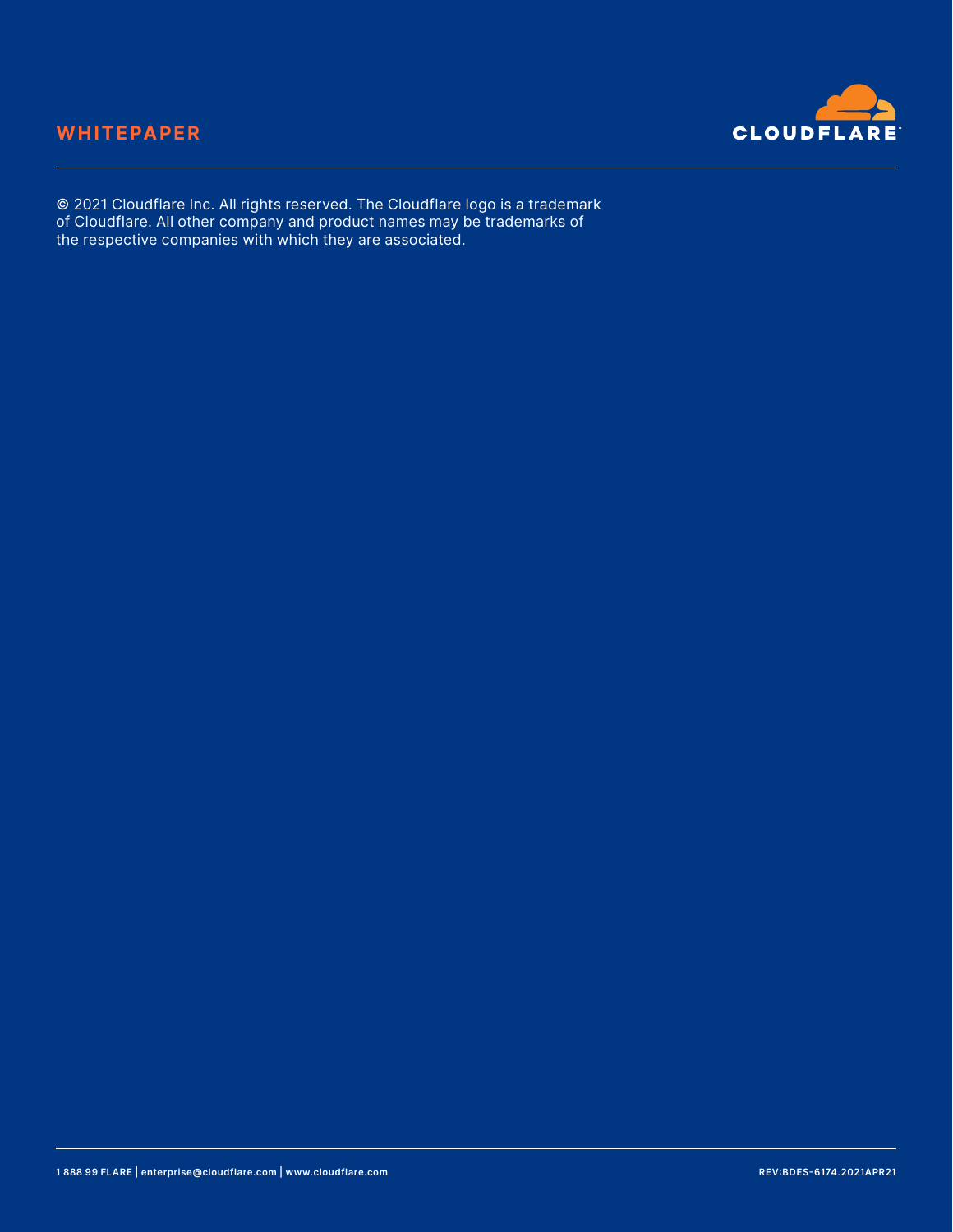**WHITEPAPER**

CLOUDFLARE

© 2021 Cloudflare Inc. All rights reserved. The Cloudflare logo is a trademark of Cloudflare. All other company and product names may be trademarks of the respective companies with which they are associated.

1 888 99 FLARE | enterprise@cloudflare.com | www.cloudflare.com

REV:BDES-6174.2021APR21